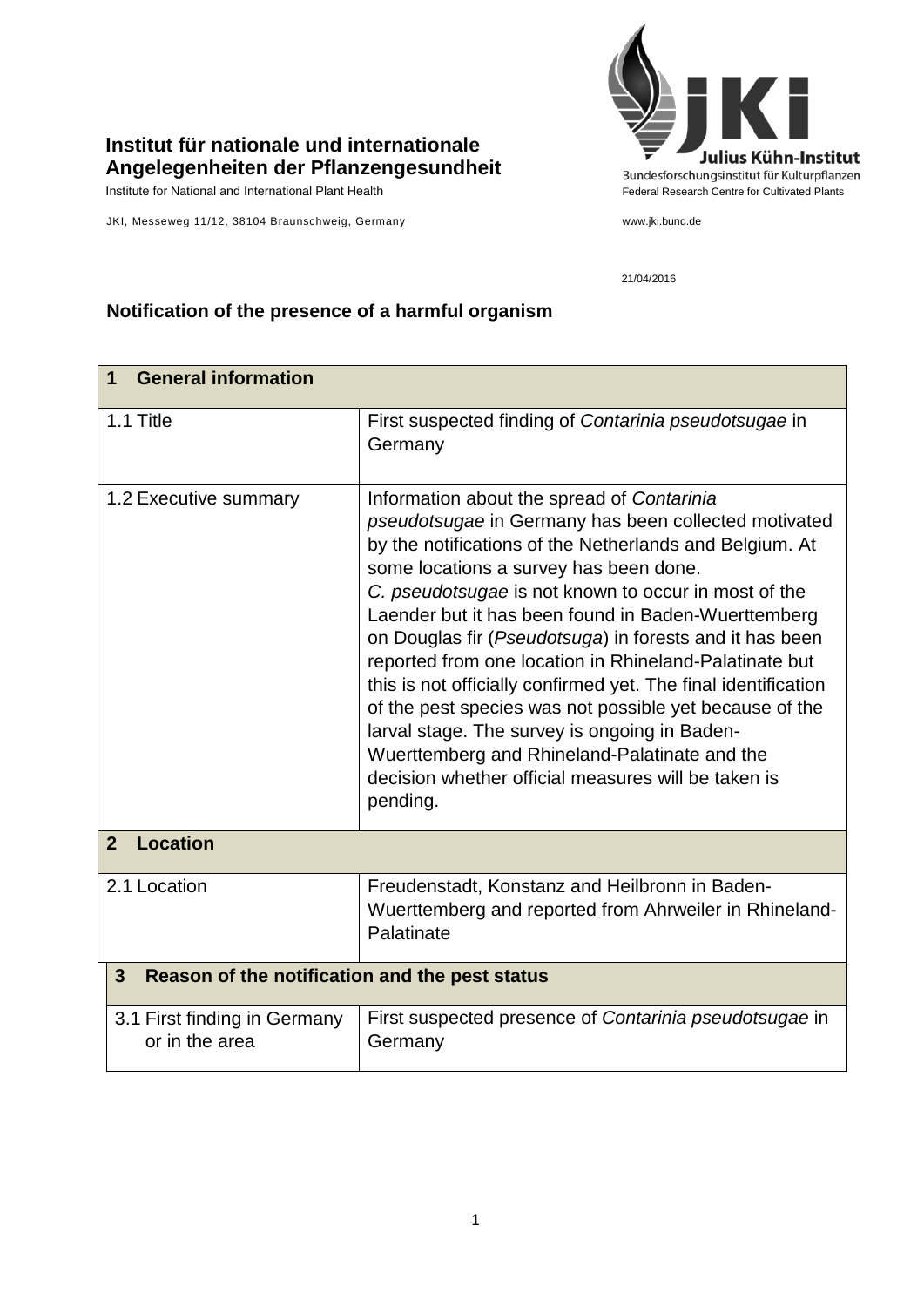**Institut für nationale und internationale Angelegenheiten der Pflanzengesundheit**

Institute for National and International Plant Health

JKI, Messeweg 11/12, 38104 Braunschweig, Germany

Julius Kühn-Institut
Bundesforschungsinstitut für Kulturpflanzen
Federal Research Centre for Cultivated Plants

www.jki.bund.de

21/04/2016

## Notification of the presence of a harmful organism

| **1 General information** | |
|---|---|
| 1.1 Title | First suspected finding of *Contarinia pseudotsugae* in Germany |
| 1.2 Executive summary | Information about the spread of *Contarinia pseudotsugae* in Germany has been collected motivated by the notifications of the Netherlands and Belgium. At some locations a survey has been done. *C. pseudotsugae* is not known to occur in most of the Laender but it has been found in Baden-Wuerttemberg on Douglas fir (*Pseudotsuga*) in forests and it has been reported from one location in Rhineland-Palatinate but this is not officially confirmed yet. The final identification of the pest species was not possible yet because of the larval stage. The survey is ongoing in Baden-Wuerttemberg and Rhineland-Palatinate and the decision whether official measures will be taken is pending. |
| **2 Location** | |
| 2.1 Location | Freudenstadt, Konstanz and Heilbronn in Baden-Wuerttemberg and reported from Ahrweiler in Rhineland-Palatinate |
| **3 Reason of the notification and the pest status** | |
| 3.1 First finding in Germany or in the area | First suspected presence of *Contarinia pseudotsugae* in Germany |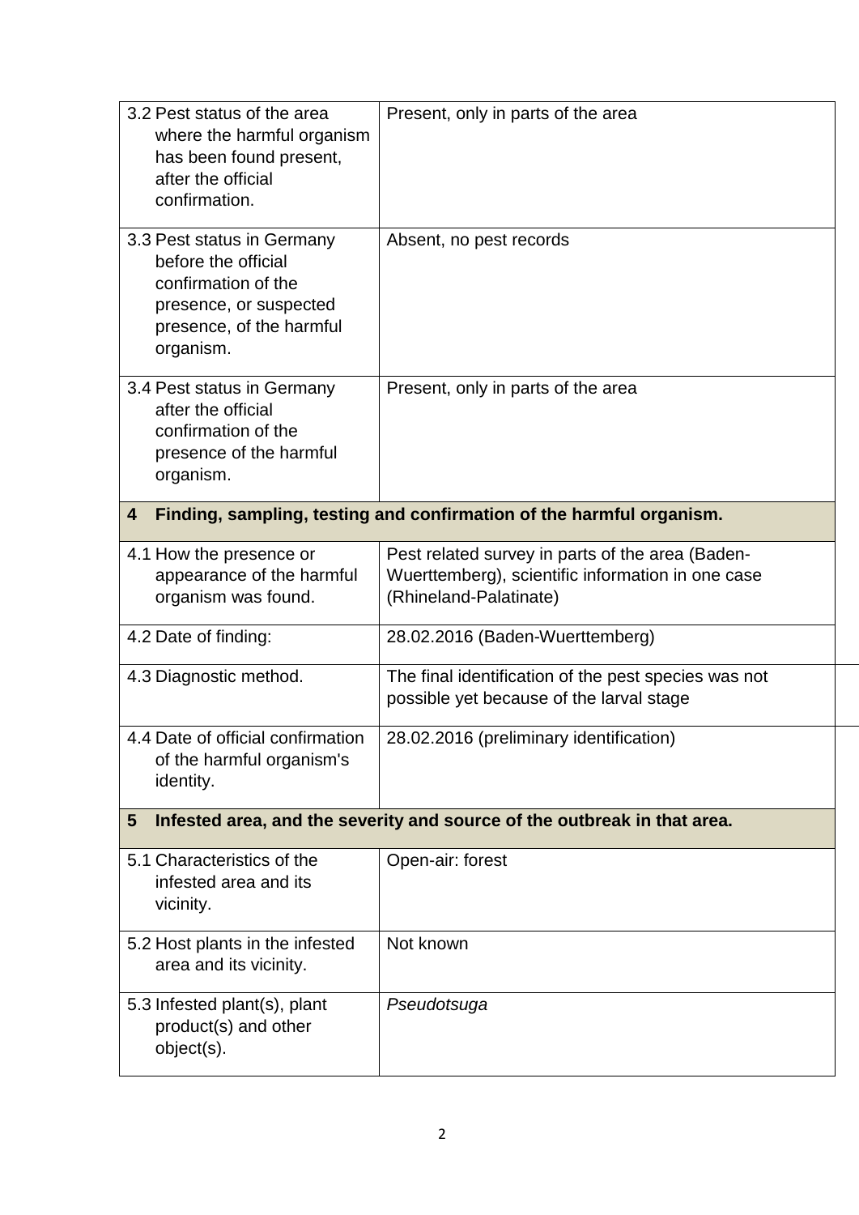| | |
|---|---|
| 3.2 Pest status of the area where the harmful organism has been found present, after the official confirmation. | Present, only in parts of the area |
| 3.3 Pest status in Germany before the official confirmation of the presence, or suspected presence, of the harmful organism. | Absent, no pest records |
| 3.4 Pest status in Germany after the official confirmation of the presence of the harmful organism. | Present, only in parts of the area |
| **4 Finding, sampling, testing and confirmation of the harmful organism.** | |
| 4.1 How the presence or appearance of the harmful organism was found. | Pest related survey in parts of the area (Baden-Wuerttemberg), scientific information in one case (Rhineland-Palatinate) |
| 4.2 Date of finding: | 28.02.2016 (Baden-Wuerttemberg) |
| 4.3 Diagnostic method. | The final identification of the pest species was not possible yet because of the larval stage |
| 4.4 Date of official confirmation of the harmful organism's identity. | 28.02.2016 (preliminary identification) |
| **5 Infested area, and the severity and source of the outbreak in that area.** | |
| 5.1 Characteristics of the infested area and its vicinity. | Open-air: forest |
| 5.2 Host plants in the infested area and its vicinity. | Not known |
| 5.3 Infested plant(s), plant product(s) and other object(s). | *Pseudotsuga* |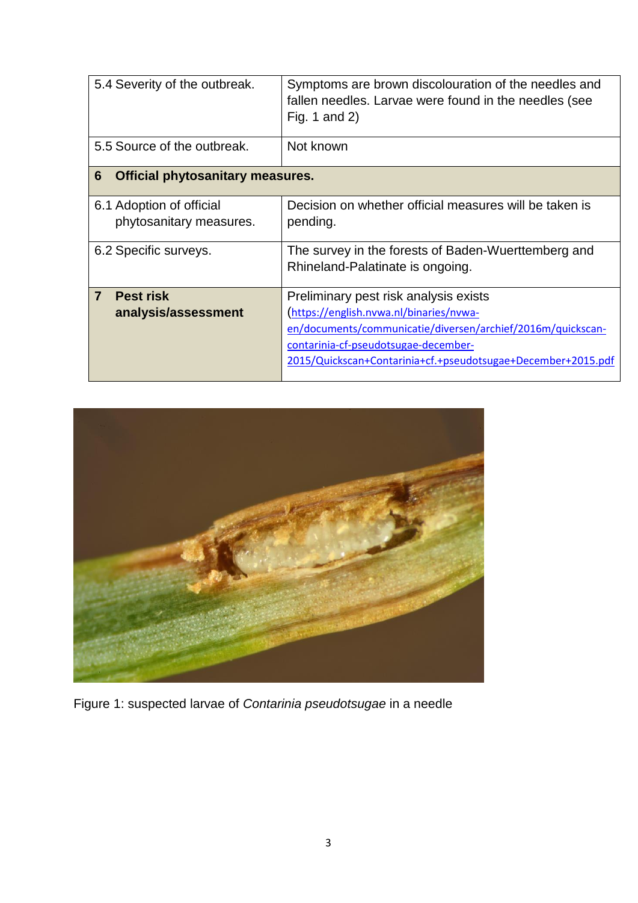| | |
|---|---|
| 5.4 Severity of the outbreak. | Symptoms are brown discolouration of the needles and fallen needles. Larvae were found in the needles (see Fig. 1 and 2) |
| 5.5 Source of the outbreak. | Not known |
| **6 Official phytosanitary measures.** | |
| 6.1 Adoption of official phytosanitary measures. | Decision on whether official measures will be taken is pending. |
| 6.2 Specific surveys. | The survey in the forests of Baden-Wuerttemberg and Rhineland-Palatinate is ongoing. |
| **7 Pest risk analysis/assessment** | Preliminary pest risk analysis exists (https://english.nvwa.nl/binaries/nvwa-en/documents/communicatie/diversen/archief/2016m/quickscan-contarinia-cf-pseudotsugae-december-2015/Quickscan+Contarinia+cf.+pseudotsugae+December+2015.pdf |

Figure 1: suspected larvae of *Contarinia pseudotsugae* in a needle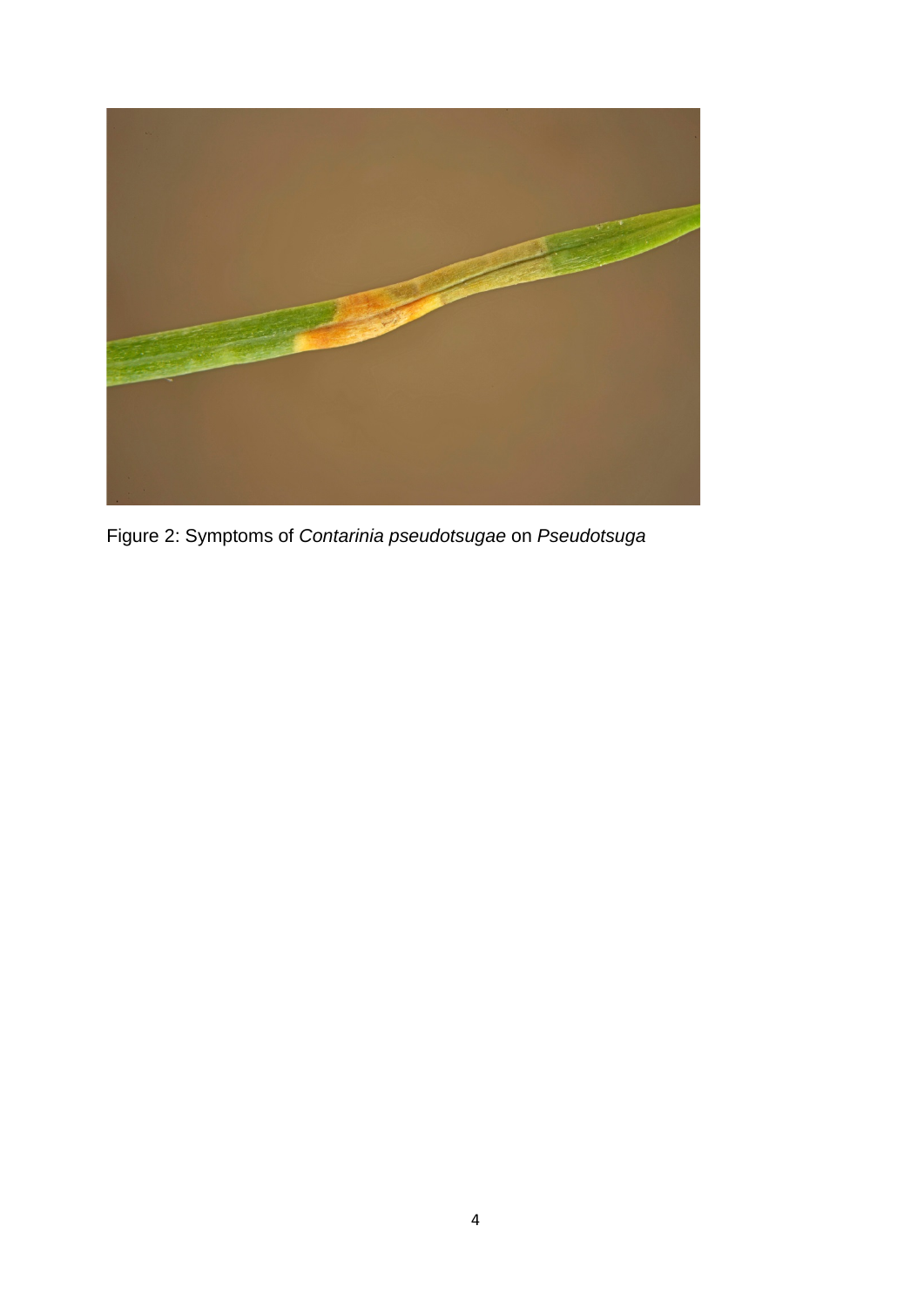Figure 2: Symptoms of *Contarinia pseudotsugae* on *Pseudotsuga*